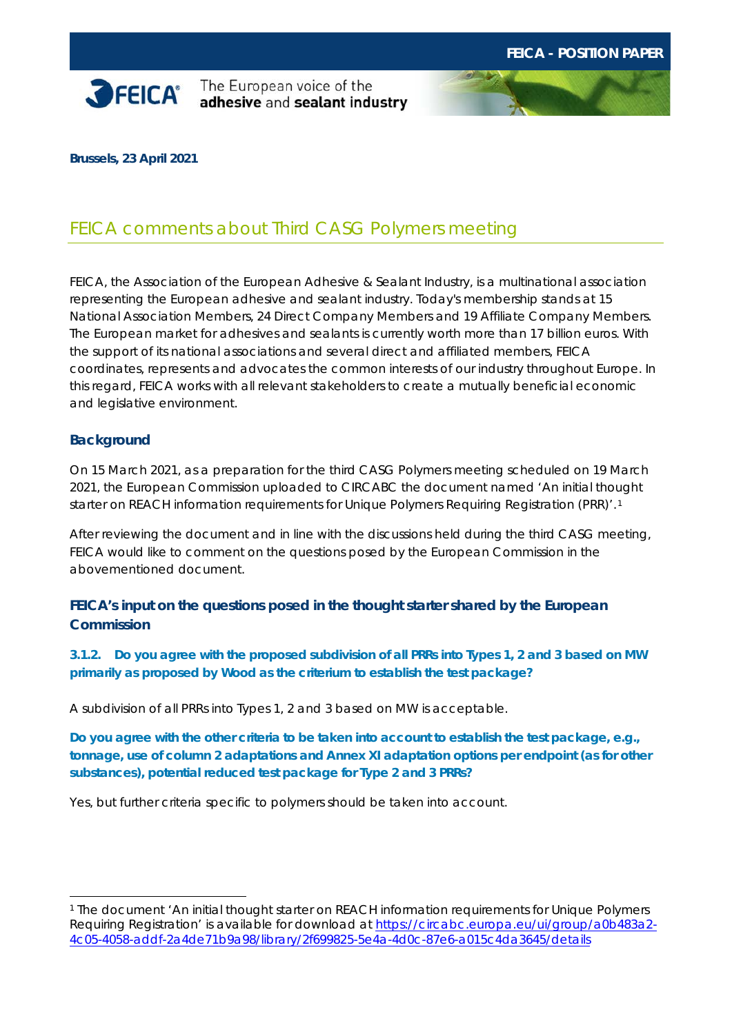**FEICA - POSITION PAPER**

FEICA® The European voice of the **adhesive** and **sealant industry**

**Brussels, 23 April 2021**

# FEICA comments about Third CASG Polymers meeting

FEICA, the Association of the European Adhesive & Sealant Industry, is a multinational association representing the European adhesive and sealant industry. Today's membership stands at 15 National Association Members, 24 Direct Company Members and 19 Affiliate Company Members. The European market for adhesives and sealants is currently worth more than 17 billion euros. With the support of its national associations and several direct and affiliated members, FEICA coordinates, represents and advocates the common interests of our industry throughout Europe. In this regard, FEICA works with all relevant stakeholders to create a mutually beneficial economic and legislative environment.

## Background

On 15 March 2021, as a preparation for the third CASG Polymers meeting scheduled on 19 March 2021, the European Commission uploaded to CIRCABC the document named 'An initial thought starter on REACH information requirements for Unique Polymers Requiring Registration (PRR)'.[1]

After reviewing the document and in line with the discussions held during the third CASG meeting, FEICA would like to comment on the questions posed by the European Commission in the abovementioned document.

## FEICA's input on the questions posed in the thought starter shared by the European Commission

### 3.1.2. Do you agree with the proposed subdivision of all PRRs into Types 1, 2 and 3 based on MW primarily as proposed by Wood as the criterium to establish the test package?

A subdivision of all PRRs into Types 1, 2 and 3 based on MW is acceptable.

**Do you agree with the other criteria to be taken into account to establish the test package, e.g., tonnage, use of column 2 adaptations and Annex XI adaptation options per endpoint (as for other substances), potential reduced test package for Type 2 and 3 PRRs?**

Yes, but further criteria specific to polymers should be taken into account.

---

[1] The document 'An initial thought starter on REACH information requirements for Unique Polymers Requiring Registration' is available for download at https://circabc.europa.eu/ui/group/a0b483a2-4c05-4058-addf-2a4de71b9a98/library/2f699825-5e4a-4d0c-87e6-a015c4da3645/details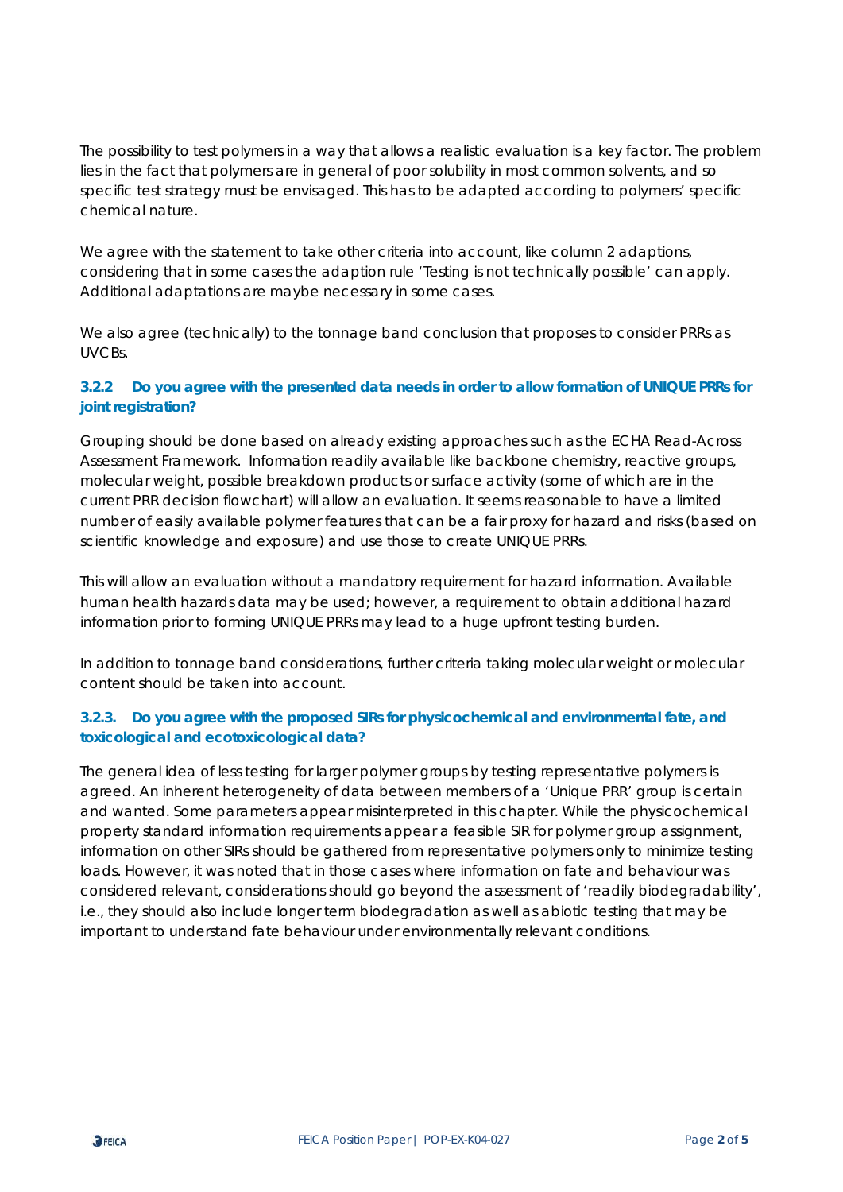The possibility to test polymers in a way that allows a realistic evaluation is a key factor. The problem lies in the fact that polymers are in general of poor solubility in most common solvents, and so specific test strategy must be envisaged. This has to be adapted according to polymers' specific chemical nature.

We agree with the statement to take other criteria into account, like column 2 adaptions, considering that in some cases the adaption rule 'Testing is not technically possible' can apply. Additional adaptations are maybe necessary in some cases.

We also agree (technically) to the tonnage band conclusion that proposes to consider PRRs as UVCBs.

### 3.2.2 Do you agree with the presented data needs in order to allow formation of UNIQUE PRRs for joint registration?

Grouping should be done based on already existing approaches such as the ECHA Read-Across Assessment Framework. Information readily available like backbone chemistry, reactive groups, molecular weight, possible breakdown products or surface activity (some of which are in the current PRR decision flowchart) will allow an evaluation. It seems reasonable to have a limited number of easily available polymer features that can be a fair proxy for hazard and risks (based on scientific knowledge and exposure) and use those to create UNIQUE PRRs.

This will allow an evaluation without a mandatory requirement for hazard information. Available human health hazards data may be used; however, a requirement to obtain additional hazard information prior to forming UNIQUE PRRs may lead to a huge upfront testing burden.

In addition to tonnage band considerations, further criteria taking molecular weight or molecular content should be taken into account.

### 3.2.3. Do you agree with the proposed SIRs for physicochemical and environmental fate, and toxicological and ecotoxicological data?

The general idea of less testing for larger polymer groups by testing representative polymers is agreed. An inherent heterogeneity of data between members of a 'Unique PRR' group is certain and wanted. Some parameters appear misinterpreted in this chapter. While the physicochemical property standard information requirements appear a feasible SIR for polymer group assignment, information on other SIRs should be gathered from representative polymers only to minimize testing loads. However, it was noted that in those cases where information on fate and behaviour was considered relevant, considerations should go beyond the assessment of 'readily biodegradability', i.e., they should also include longer term biodegradation as well as abiotic testing that may be important to understand fate behaviour under environmentally relevant conditions.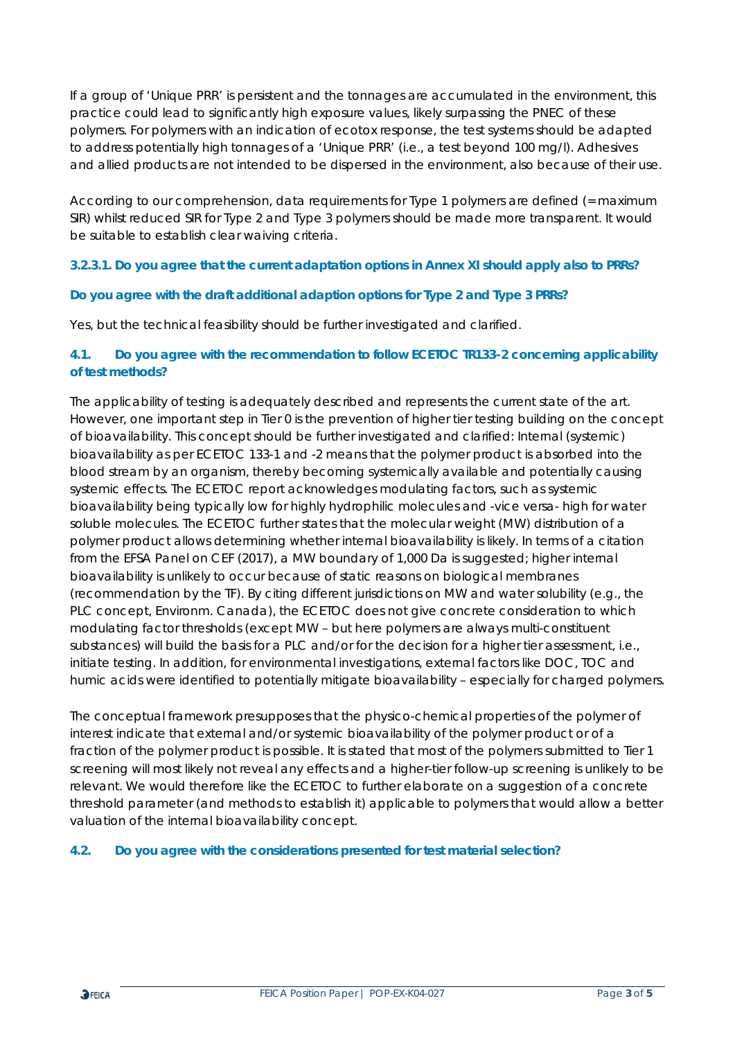If a group of 'Unique PRR' is persistent and the tonnages are accumulated in the environment, this practice could lead to significantly high exposure values, likely surpassing the PNEC of these polymers. For polymers with an indication of ecotox response, the test systems should be adapted to address potentially high tonnages of a 'Unique PRR' (i.e., a test beyond 100 mg/l). Adhesives and allied products are not intended to be dispersed in the environment, also because of their use.

According to our comprehension, data requirements for Type 1 polymers are defined (= maximum SIR) whilst reduced SIR for Type 2 and Type 3 polymers should be made more transparent. It would be suitable to establish clear waiving criteria.

**3.2.3.1. Do you agree that the current adaptation options in Annex XI should apply also to PRRs?**

**Do you agree with the draft additional adaption options for Type 2 and Type 3 PRRs?**

Yes, but the technical feasibility should be further investigated and clarified.

**4.1. Do you agree with the recommendation to follow ECETOC TR133-2 concerning applicability of test methods?**

The applicability of testing is adequately described and represents the current state of the art. However, one important step in Tier 0 is the prevention of higher tier testing building on the concept of bioavailability. This concept should be further investigated and clarified: Internal (systemic) bioavailability as per ECETOC 133-1 and -2 means that the polymer product is absorbed into the blood stream by an organism, thereby becoming systemically available and potentially causing systemic effects. The ECETOC report acknowledges modulating factors, such as systemic bioavailability being typically low for highly hydrophilic molecules and -vice versa- high for water soluble molecules. The ECETOC further states that the molecular weight (MW) distribution of a polymer product allows determining whether internal bioavailability is likely. In terms of a citation from the EFSA Panel on CEF (2017), a MW boundary of 1,000 Da is suggested; higher internal bioavailability is unlikely to occur because of static reasons on biological membranes (recommendation by the TF). By citing different jurisdictions on MW and water solubility (e.g., the PLC concept, Environm. Canada), the ECETOC does not give concrete consideration to which modulating factor thresholds (except MW – but here polymers are always multi-constituent substances) will build the basis for a PLC and/or for the decision for a higher tier assessment, i.e., initiate testing. In addition, for environmental investigations, external factors like DOC, TOC and humic acids were identified to potentially mitigate bioavailability – especially for charged polymers.

The conceptual framework presupposes that the physico-chemical properties of the polymer of interest indicate that external and/or systemic bioavailability of the polymer product or of a fraction of the polymer product is possible. It is stated that most of the polymers submitted to Tier 1 screening will most likely not reveal any effects and a higher-tier follow-up screening is unlikely to be relevant. We would therefore like the ECETOC to further elaborate on a suggestion of a concrete threshold parameter (and methods to establish it) applicable to polymers that would allow a better valuation of the internal bioavailability concept.

**4.2. Do you agree with the considerations presented for test material selection?**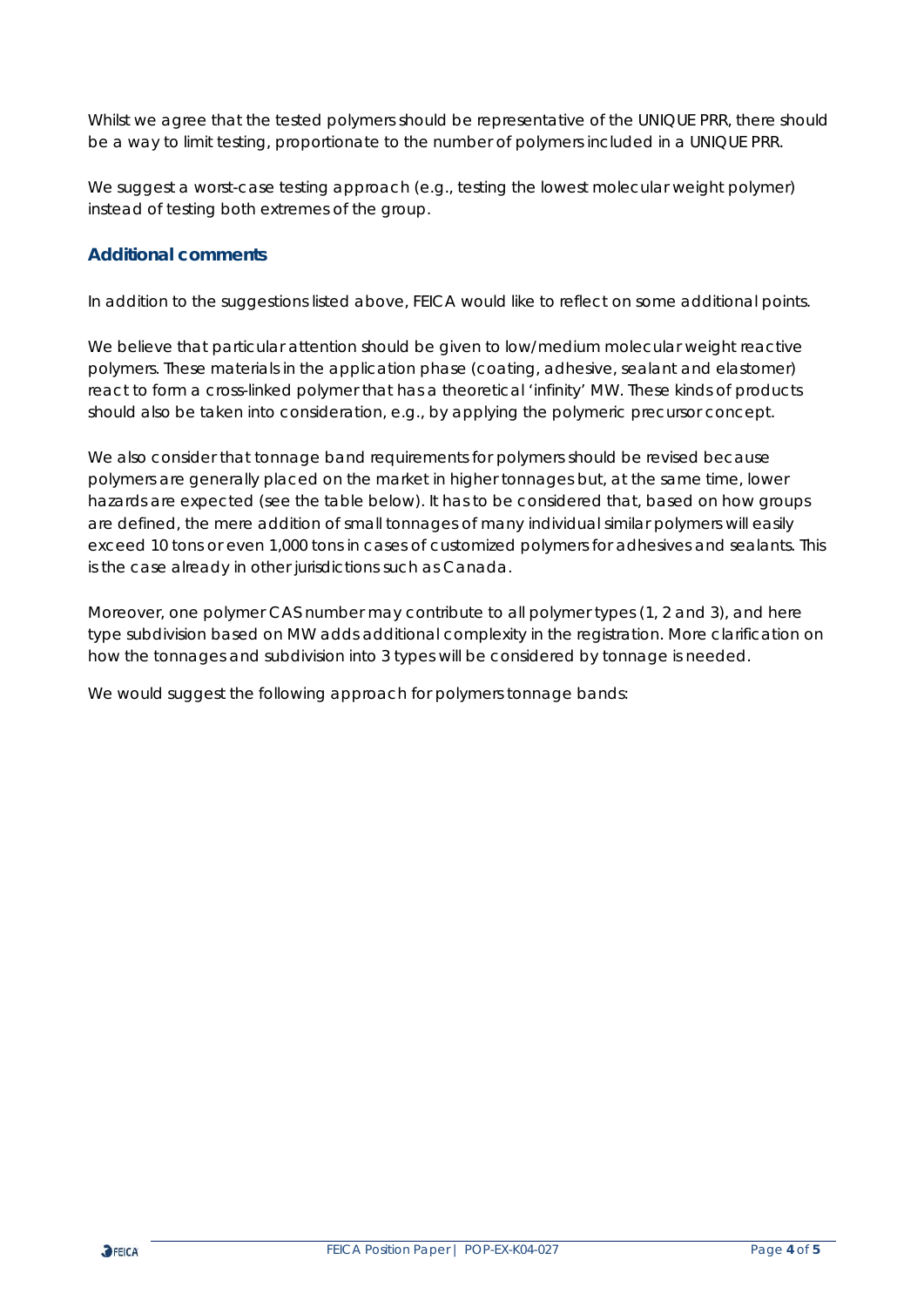Whilst we agree that the tested polymers should be representative of the UNIQUE PRR, there should be a way to limit testing, proportionate to the number of polymers included in a UNIQUE PRR.

We suggest a worst-case testing approach (e.g., testing the lowest molecular weight polymer) instead of testing both extremes of the group.

## Additional comments

In addition to the suggestions listed above, FEICA would like to reflect on some additional points.

We believe that particular attention should be given to low/medium molecular weight reactive polymers. These materials in the application phase (coating, adhesive, sealant and elastomer) react to form a cross-linked polymer that has a theoretical 'infinity' MW. These kinds of products should also be taken into consideration, e.g., by applying the polymeric precursor concept.

We also consider that tonnage band requirements for polymers should be revised because polymers are generally placed on the market in higher tonnages but, at the same time, lower hazards are expected (see the table below). It has to be considered that, based on how groups are defined, the mere addition of small tonnages of many individual similar polymers will easily exceed 10 tons or even 1,000 tons in cases of customized polymers for adhesives and sealants. This is the case already in other jurisdictions such as Canada.

Moreover, one polymer CAS number may contribute to all polymer types (1, 2 and 3), and here type subdivision based on MW adds additional complexity in the registration. More clarification on how the tonnages and subdivision into 3 types will be considered by tonnage is needed.

We would suggest the following approach for polymers tonnage bands: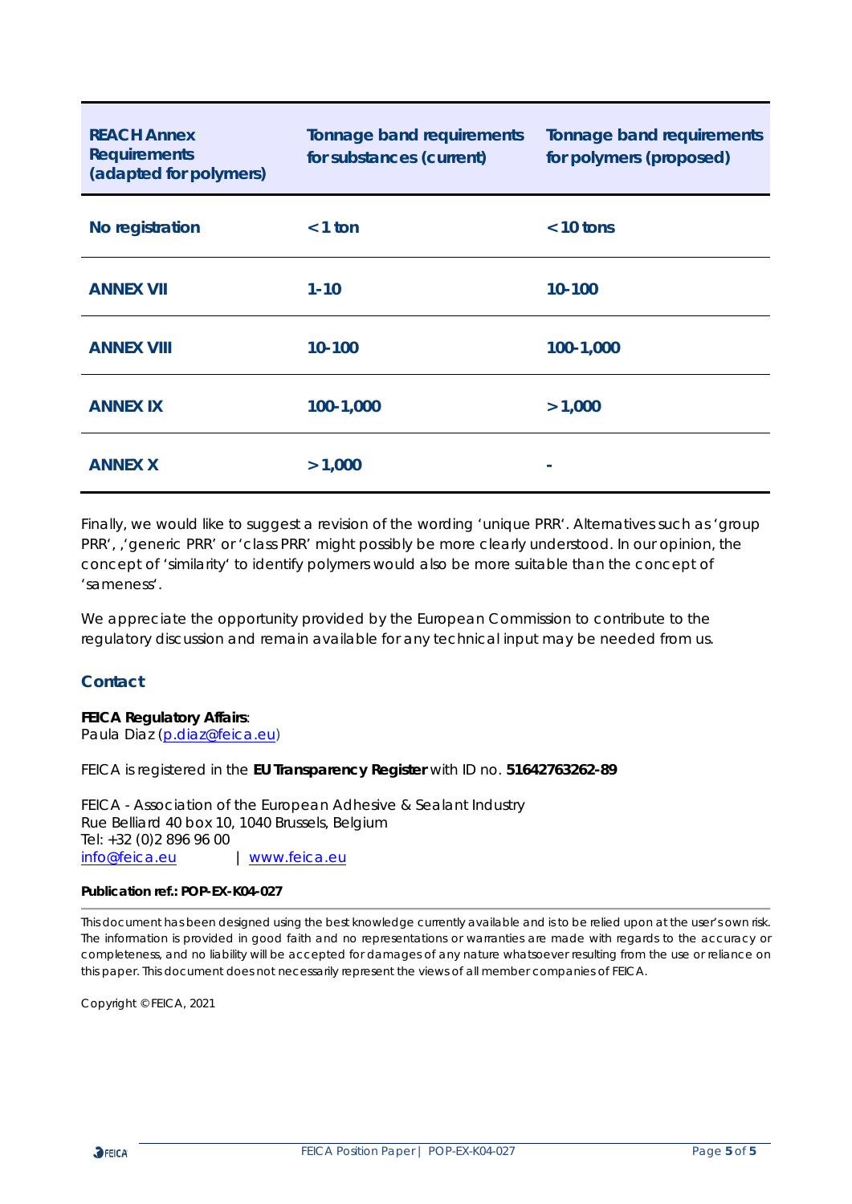| REACH Annex Requirements (adapted for polymers) | Tonnage band requirements for substances (current) | Tonnage band requirements for polymers (proposed) |
|---|---|---|
| **No registration** | **< 1 ton** | **< 10 tons** |
| **ANNEX VII** | **1-10** | **10-100** |
| **ANNEX VIII** | **10-100** | **100-1,000** |
| **ANNEX IX** | **100-1,000** | **> 1,000** |
| **ANNEX X** | **> 1,000** | **-** |

Finally, we would like to suggest a revision of the wording 'unique PRR'. Alternatives such as 'group PRR', ,'generic PRR' or 'class PRR' might possibly be more clearly understood. In our opinion, the concept of 'similarity' to identify polymers would also be more suitable than the concept of 'sameness'.

We appreciate the opportunity provided by the European Commission to contribute to the regulatory discussion and remain available for any technical input may be needed from us.

## Contact

**FEICA Regulatory Affairs**:
Paula Diaz (p.diaz@feica.eu)

FEICA is registered in the **EU Transparency Register** with ID no. **51642763262-89**

FEICA - Association of the European Adhesive & Sealant Industry
Rue Belliard 40 box 10, 1040 Brussels, Belgium
Tel: +32 (0)2 896 96 00
info@feica.eu | www.feica.eu

**Publication ref.: POP-EX-K04-027**

This document has been designed using the best knowledge currently available and is to be relied upon at the user's own risk. The information is provided in good faith and no representations or warranties are made with regards to the accuracy or completeness, and no liability will be accepted for damages of any nature whatsoever resulting from the use or reliance on this paper. This document does not necessarily represent the views of all member companies of FEICA.

Copyright © FEICA, 2021